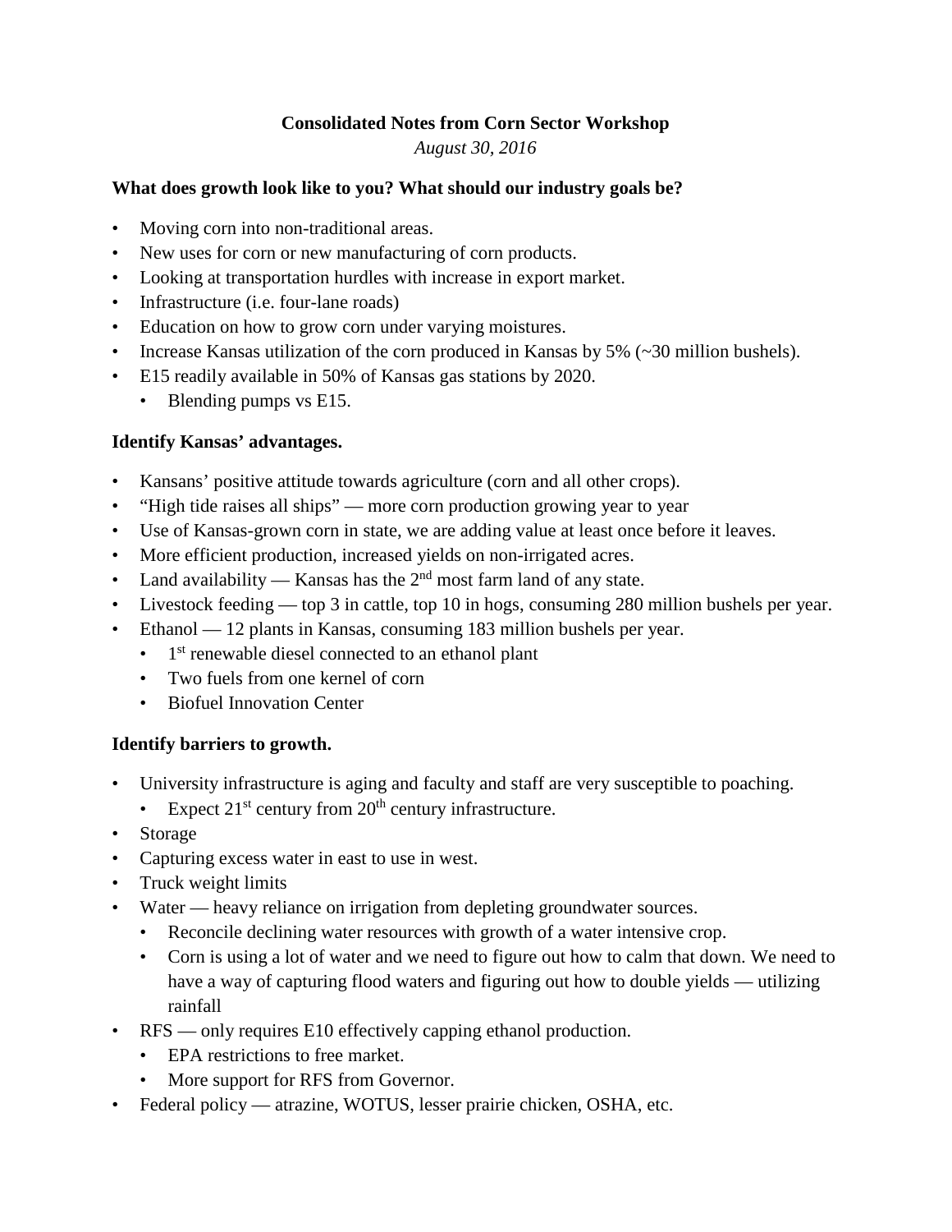**Consolidated Notes from Corn Sector Workshop**

*August 30, 2016*

**What does growth look like to you? What should our industry goals be?**

- Moving corn into non-traditional areas.
- New uses for corn or new manufacturing of corn products.
- Looking at transportation hurdles with increase in export market.
- Infrastructure (i.e. four-lane roads)
- Education on how to grow corn under varying moistures.
- Increase Kansas utilization of the corn produced in Kansas by 5% (~30 million bushels).
- E15 readily available in 50% of Kansas gas stations by 2020.
  - Blending pumps vs E15.

**Identify Kansas' advantages.**

- Kansans' positive attitude towards agriculture (corn and all other crops).
- "High tide raises all ships" — more corn production growing year to year
- Use of Kansas-grown corn in state, we are adding value at least once before it leaves.
- More efficient production, increased yields on non-irrigated acres.
- Land availability — Kansas has the 2nd most farm land of any state.
- Livestock feeding — top 3 in cattle, top 10 in hogs, consuming 280 million bushels per year.
- Ethanol — 12 plants in Kansas, consuming 183 million bushels per year.
  - 1st renewable diesel connected to an ethanol plant
  - Two fuels from one kernel of corn
  - Biofuel Innovation Center

**Identify barriers to growth.**

- University infrastructure is aging and faculty and staff are very susceptible to poaching.
  - Expect 21st century from 20th century infrastructure.
- Storage
- Capturing excess water in east to use in west.
- Truck weight limits
- Water — heavy reliance on irrigation from depleting groundwater sources.
  - Reconcile declining water resources with growth of a water intensive crop.
  - Corn is using a lot of water and we need to figure out how to calm that down. We need to have a way of capturing flood waters and figuring out how to double yields — utilizing rainfall
- RFS — only requires E10 effectively capping ethanol production.
  - EPA restrictions to free market.
  - More support for RFS from Governor.
- Federal policy — atrazine, WOTUS, lesser prairie chicken, OSHA, etc.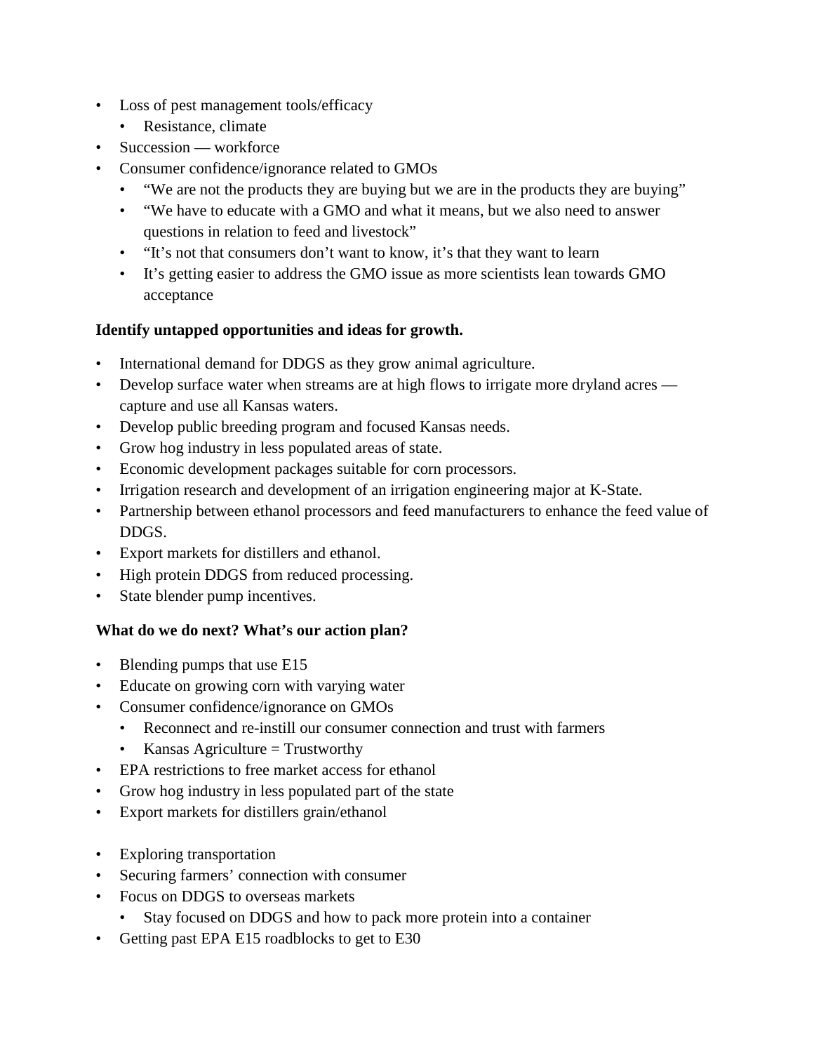- Loss of pest management tools/efficacy
  - Resistance, climate
- Succession — workforce
- Consumer confidence/ignorance related to GMOs
  - "We are not the products they are buying but we are in the products they are buying"
  - "We have to educate with a GMO and what it means, but we also need to answer questions in relation to feed and livestock"
  - "It's not that consumers don't want to know, it's that they want to learn
  - It's getting easier to address the GMO issue as more scientists lean towards GMO acceptance

**Identify untapped opportunities and ideas for growth.**

- International demand for DDGS as they grow animal agriculture.
- Develop surface water when streams are at high flows to irrigate more dryland acres — capture and use all Kansas waters.
- Develop public breeding program and focused Kansas needs.
- Grow hog industry in less populated areas of state.
- Economic development packages suitable for corn processors.
- Irrigation research and development of an irrigation engineering major at K-State.
- Partnership between ethanol processors and feed manufacturers to enhance the feed value of DDGS.
- Export markets for distillers and ethanol.
- High protein DDGS from reduced processing.
- State blender pump incentives.

**What do we do next? What's our action plan?**

- Blending pumps that use E15
- Educate on growing corn with varying water
- Consumer confidence/ignorance on GMOs
  - Reconnect and re-instill our consumer connection and trust with farmers
  - Kansas Agriculture = Trustworthy
- EPA restrictions to free market access for ethanol
- Grow hog industry in less populated part of the state
- Export markets for distillers grain/ethanol

- Exploring transportation
- Securing farmers' connection with consumer
- Focus on DDGS to overseas markets
  - Stay focused on DDGS and how to pack more protein into a container
- Getting past EPA E15 roadblocks to get to E30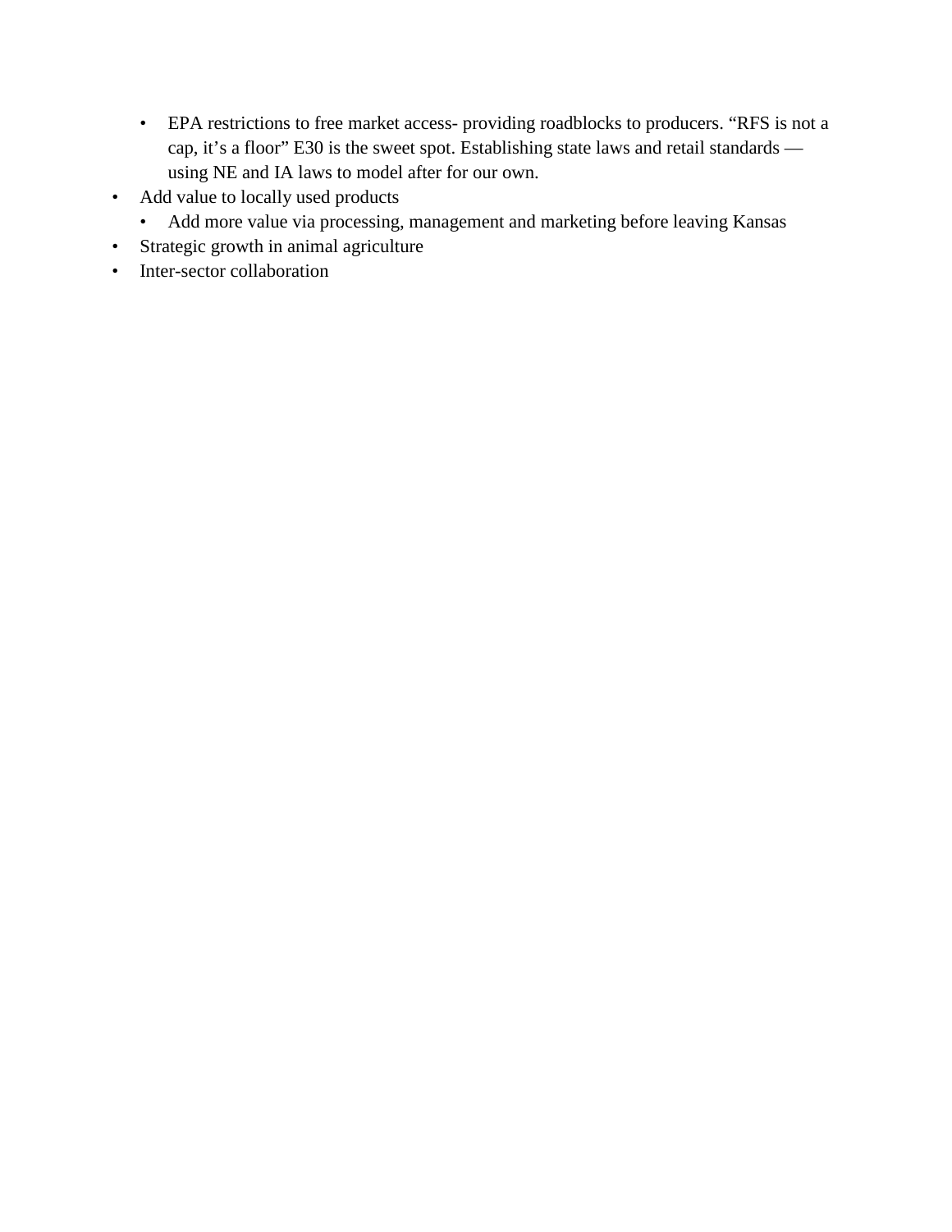- EPA restrictions to free market access- providing roadblocks to producers. “RFS is not a cap, it’s a floor” E30 is the sweet spot. Establishing state laws and retail standards — using NE and IA laws to model after for our own.
- Add value to locally used products
  - Add more value via processing, management and marketing before leaving Kansas
- Strategic growth in animal agriculture
- Inter-sector collaboration